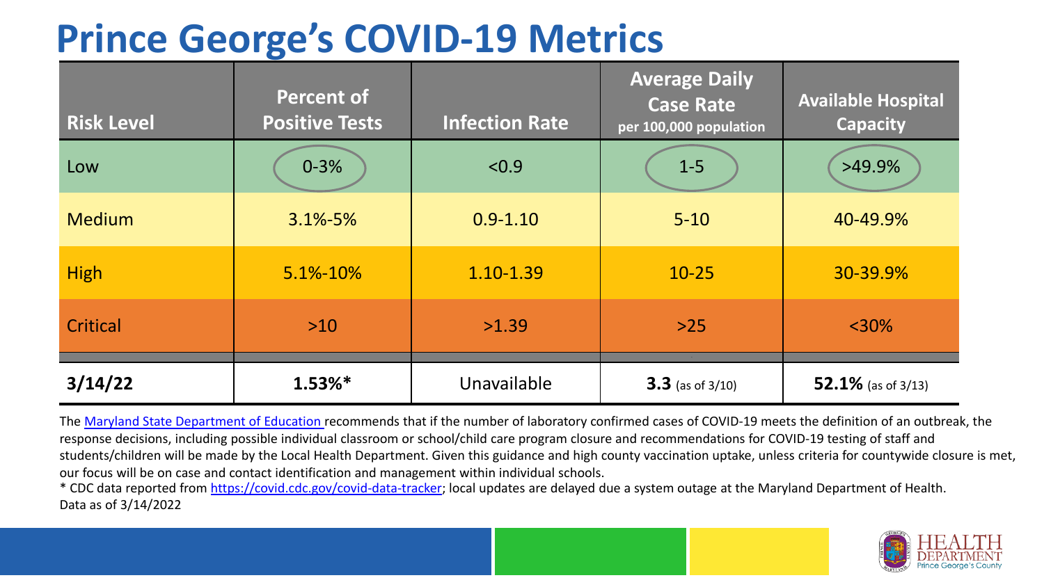# Prince George's COVID-19 Metrics

| Risk Level | Percent of Positive Tests | Infection Rate | Average Daily Case Rate per 100,000 population | Available Hospital Capacity |
|---|---|---|---|---|
| Low | 0-3% | <0.9 | 1-5 | >49.9% |
| Medium | 3.1%-5% | 0.9-1.10 | 5-10 | 40-49.9% |
| High | 5.1%-10% | 1.10-1.39 | 10-25 | 30-39.9% |
| Critical | >10 | >1.39 | >25 | <30% |
| **3/14/22** | **1.53%*** | Unavailable | **3.3** (as of 3/10) | **52.1%** (as of 3/13) |

The Maryland State Department of Education recommends that if the number of laboratory confirmed cases of COVID-19 meets the definition of an outbreak, the response decisions, including possible individual classroom or school/child care program closure and recommendations for COVID-19 testing of staff and students/children will be made by the Local Health Department. Given this guidance and high county vaccination uptake, unless criteria for countywide closure is met, our focus will be on case and contact identification and management within individual schools.

* CDC data reported from https://covid.cdc.gov/covid-data-tracker; local updates are delayed due a system outage at the Maryland Department of Health.

Data as of 3/14/2022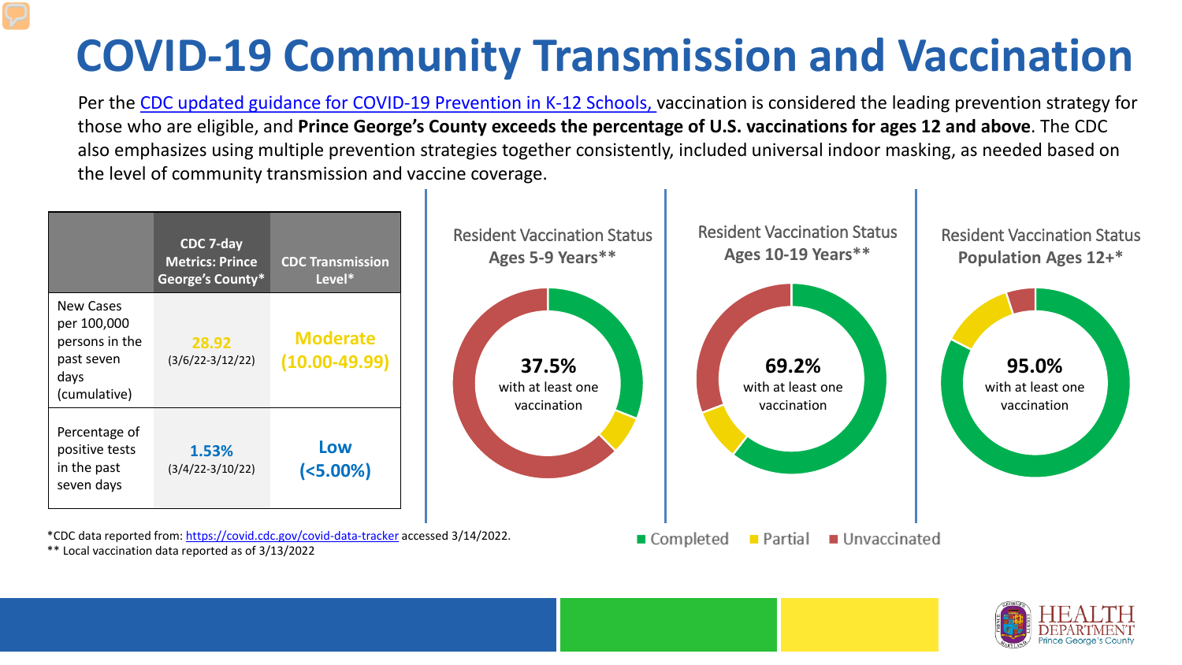# COVID-19 Community Transmission and Vaccination

Per the CDC updated guidance for COVID-19 Prevention in K-12 Schools, vaccination is considered the leading prevention strategy for those who are eligible, and **Prince George's County exceeds the percentage of U.S. vaccinations for ages 12 and above**. The CDC also emphasizes using multiple prevention strategies together consistently, included universal indoor masking, as needed based on the level of community transmission and vaccine coverage.

| | CDC 7-day Metrics: Prince George's County* | CDC Transmission Level* |
|---|---|---|
| New Cases per 100,000 persons in the past seven days (cumulative) | 28.92 (3/6/22-3/12/22) | Moderate (10.00-49.99) |
| Percentage of positive tests in the past seven days | 1.53% (3/4/22-3/10/22) | Low (<5.00%) |

*CDC data reported from: https://covid.cdc.gov/covid-data-tracker accessed 3/14/2022.
** Local vaccination data reported as of 3/13/2022

**Resident Vaccination Status Ages 5-9 Years****
37.5% with at least one vaccination

**Resident Vaccination Status Ages 10-19 Years****
69.2% with at least one vaccination

**Resident Vaccination Status Population Ages 12+***
95.0% with at least one vaccination

Completed | Partial | Unvaccinated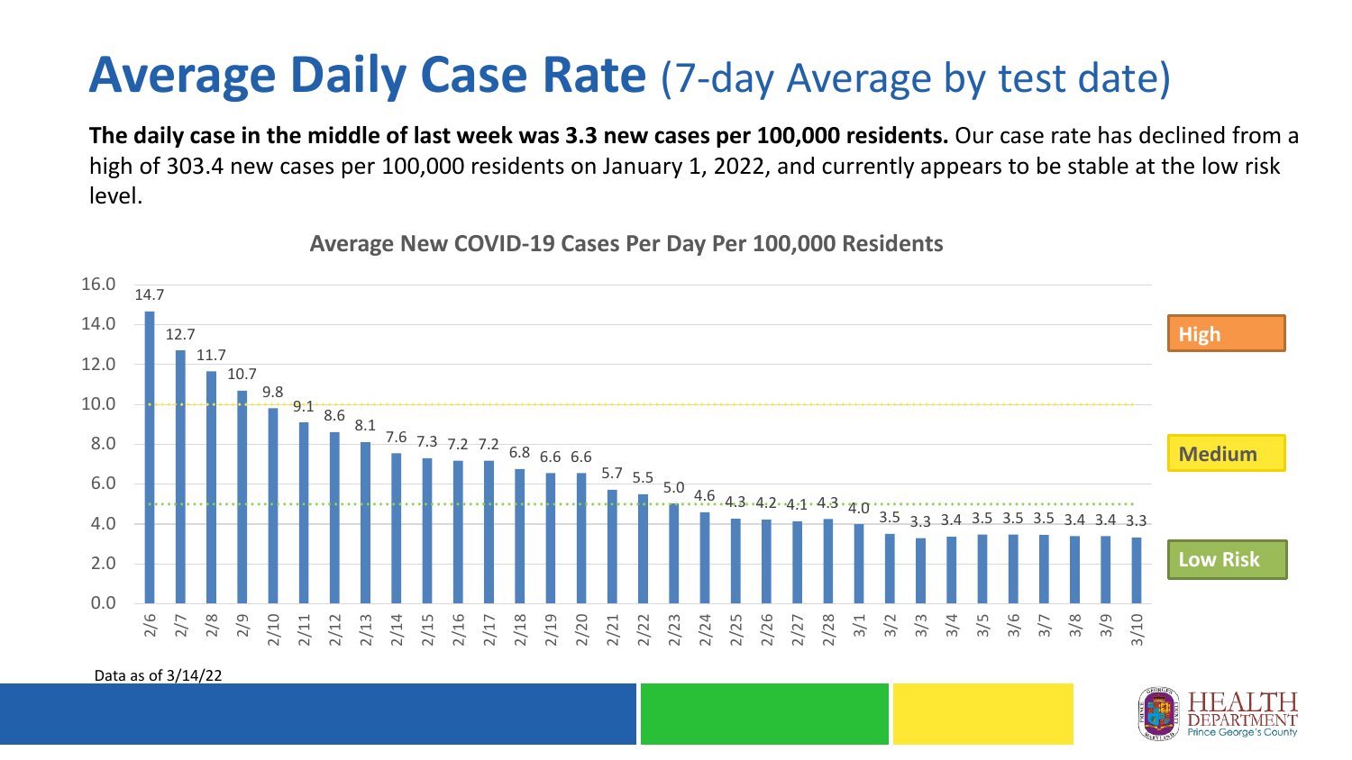# Average Daily Case Rate (7-day Average by test date)

**The daily case in the middle of last week was 3.3 new cases per 100,000 residents.** Our case rate has declined from a high of 303.4 new cases per 100,000 residents on January 1, 2022, and currently appears to be stable at the low risk level.

**Average New COVID-19 Cases Per Day Per 100,000 Residents**

| Date | Cases per 100,000 |
|---|---|
| 2/6 | 14.7 |
| 2/7 | 12.7 |
| 2/8 | 11.7 |
| 2/9 | 10.7 |
| 2/10 | 9.8 |
| 2/11 | 9.1 |
| 2/12 | 8.6 |
| 2/13 | 8.1 |
| 2/14 | 7.6 |
| 2/15 | 7.3 |
| 2/16 | 7.2 |
| 2/17 | 7.2 |
| 2/18 | 6.8 |
| 2/19 | 6.6 |
| 2/20 | 6.6 |
| 2/21 | 5.7 |
| 2/22 | 5.5 |
| 2/23 | 5.0 |
| 2/24 | 4.6 |
| 2/25 | 4.3 |
| 2/26 | 4.2 |
| 2/27 | 4.1 |
| 2/28 | 4.3 |
| 3/1 | 4.0 |
| 3/2 | 3.5 |
| 3/3 | 3.3 |
| 3/4 | 3.4 |
| 3/5 | 3.5 |
| 3/6 | 3.5 |
| 3/7 | 3.5 |
| 3/8 | 3.4 |
| 3/9 | 3.4 |
| 3/10 | 3.3 |

Risk levels: High (above 10.0), Medium (5.0–10.0), Low Risk (below 5.0)

Data as of 3/14/22

HEALTH DEPARTMENT Prince George's County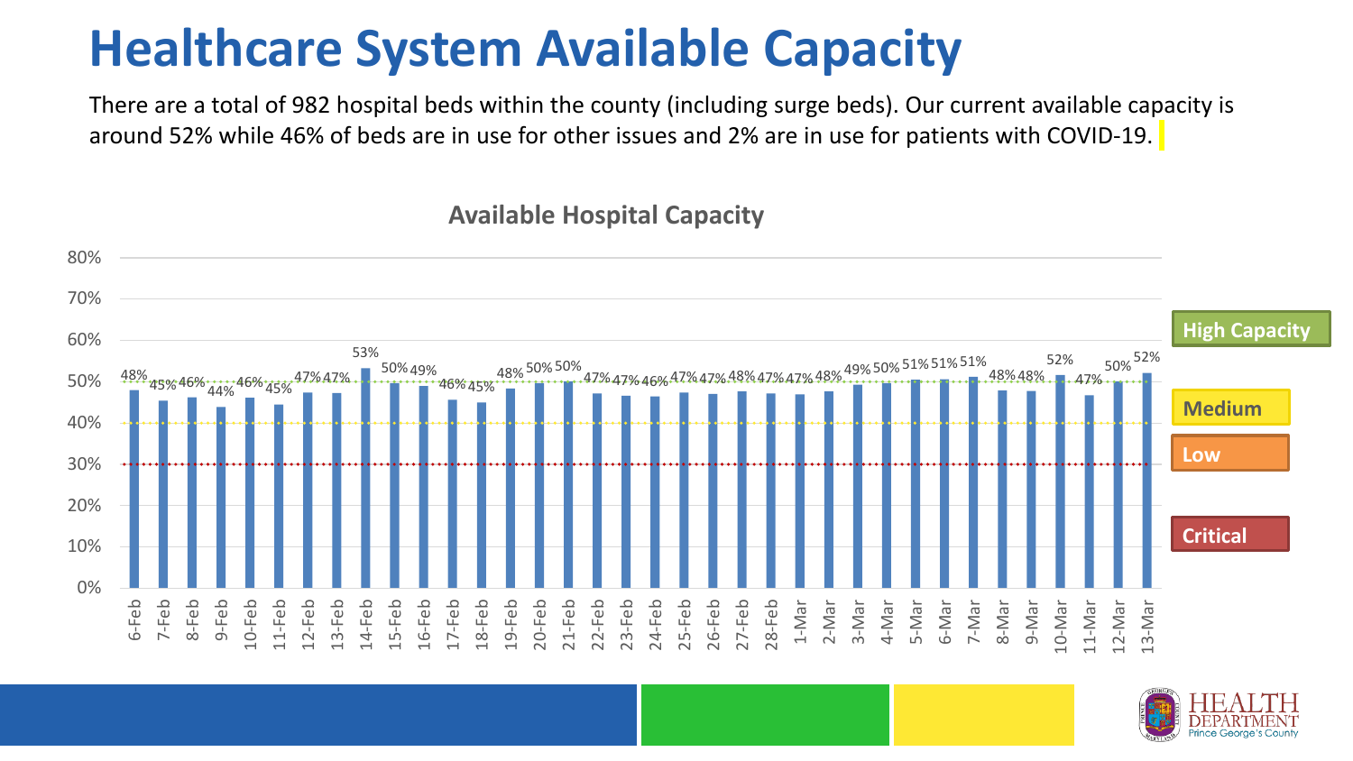# Healthcare System Available Capacity

There are a total of 982 hospital beds within the county (including surge beds). Our current available capacity is around 52% while 46% of beds are in use for other issues and 2% are in use for patients with COVID-19.

Available Hospital Capacity

80%
70%
60%
50%
40%
30%
20%
10%
0%

48% 45% 46% 44% 46% 45% 47% 47% 53% 50% 49% 46% 45% 48% 50% 50% 47% 47% 46% 47% 47% 48% 47% 47% 48% 49% 50% 51% 51% 51% 48% 48% 52% 47% 50% 52%

6-Feb 7-Feb 8-Feb 9-Feb 10-Feb 11-Feb 12-Feb 13-Feb 14-Feb 15-Feb 16-Feb 17-Feb 18-Feb 19-Feb 20-Feb 21-Feb 22-Feb 23-Feb 24-Feb 25-Feb 26-Feb 27-Feb 28-Feb 1-Mar 2-Mar 3-Mar 4-Mar 5-Mar 6-Mar 7-Mar 8-Mar 9-Mar 10-Mar 11-Mar 12-Mar 13-Mar

High Capacity

Medium

Low

Critical

HEALTH DEPARTMENT Prince George's County